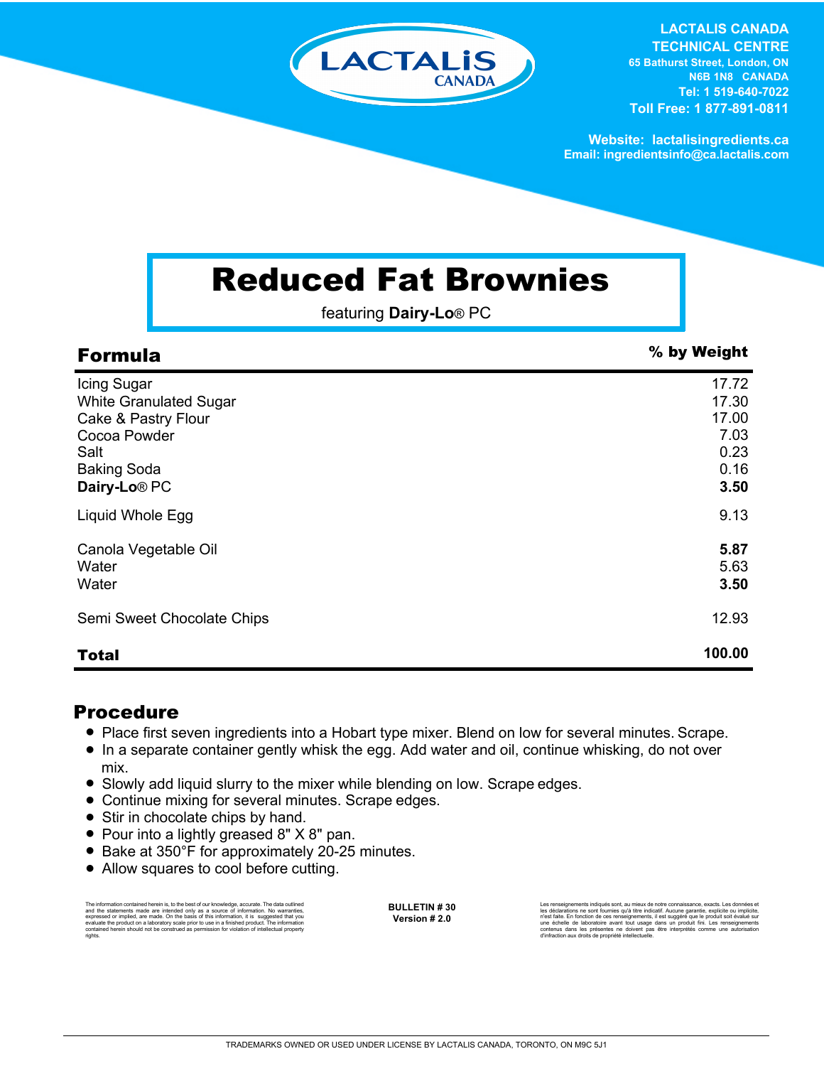LACTALIS CANADA

**LACTALIS CANADA TECHNICAL CENTRE**
**65 Bathurst Street, London, ON**
**N6B 1N8 CANADA**
**Tel: 1 519-640-7022**
**Toll Free: 1 877-891-0811**

**Website: lactalisingredients.ca**
**Email: ingredientsinfo@ca.lactalis.com**

# Reduced Fat Brownies

featuring **Dairy-Lo**® PC

## Formula

| Formula | % by Weight |
|---|---|
| Icing Sugar | 17.72 |
| White Granulated Sugar | 17.30 |
| Cake & Pastry Flour | 17.00 |
| Cocoa Powder | 7.03 |
| Salt | 0.23 |
| Baking Soda | 0.16 |
| **Dairy-Lo**® PC | **3.50** |
| Liquid Whole Egg | 9.13 |
| Canola Vegetable Oil | **5.87** |
| Water | 5.63 |
| Water | **3.50** |
| Semi Sweet Chocolate Chips | 12.93 |
| **Total** | **100.00** |

## Procedure

- Place first seven ingredients into a Hobart type mixer. Blend on low for several minutes. Scrape.
- In a separate container gently whisk the egg. Add water and oil, continue whisking, do not over mix.
- Slowly add liquid slurry to the mixer while blending on low. Scrape edges.
- Continue mixing for several minutes. Scrape edges.
- Stir in chocolate chips by hand.
- Pour into a lightly greased 8" X 8" pan.
- Bake at 350°F for approximately 20-25 minutes.
- Allow squares to cool before cutting.

The information contained herein is, to the best of our knowledge, accurate. The data outlined and the statements made are intended only as a source of information. No warranties, expressed or implied, are made. On the basis of this information, it is suggested that you evaluate the product on a laboratory scale prior to use in a finished product. The information contained herein should not be construed as permission for violation of intellectual property rights.

**BULLETIN # 30**
**Version # 2.0**

Les renseignements indiqués sont, au mieux de notre connaissance, exacts. Les données et les déclarations ne sont fournies qu'à titre indicatif. Aucune garantie, explicite ou implicite, n'est faite. En fonction de ces renseignements, il est suggéré que le produit soit évalué sur une échelle de laboratoire avant tout usage dans un produit fini. Les renseignements contenus dans les présentes ne doivent pas être interprétés comme une autorisation d'infraction aux droits de propriété intellectuelle.

TRADEMARKS OWNED OR USED UNDER LICENSE BY LACTALIS CANADA, TORONTO, ON M9C 5J1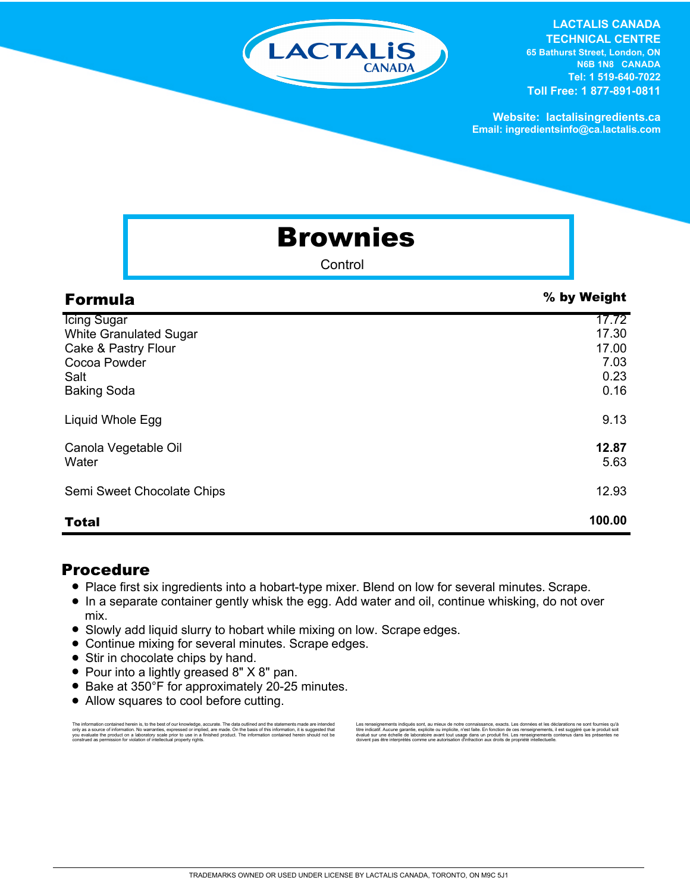**LACTALIS CANADA**
**TECHNICAL CENTRE**
**65 Bathurst Street, London, ON**
**N6B 1N8 CANADA**
**Tel: 1 519-640-7022**
**Toll Free: 1 877-891-0811**

**Website: lactalisingredients.ca**
**Email: ingredientsinfo@ca.lactalis.com**

# Brownies

Control

| Formula | % by Weight |
|---|---|
| Icing Sugar | 17.72 |
| White Granulated Sugar | 17.30 |
| Cake & Pastry Flour | 17.00 |
| Cocoa Powder | 7.03 |
| Salt | 0.23 |
| Baking Soda | 0.16 |
| Liquid Whole Egg | 9.13 |
| Canola Vegetable Oil | **12.87** |
| Water | 5.63 |
| Semi Sweet Chocolate Chips | 12.93 |
| **Total** | **100.00** |

## Procedure

- Place first six ingredients into a hobart-type mixer. Blend on low for several minutes. Scrape.
- In a separate container gently whisk the egg. Add water and oil, continue whisking, do not over mix.
- Slowly add liquid slurry to hobart while mixing on low. Scrape edges.
- Continue mixing for several minutes. Scrape edges.
- Stir in chocolate chips by hand.
- Pour into a lightly greased 8" X 8" pan.
- Bake at 350°F for approximately 20-25 minutes.
- Allow squares to cool before cutting.

The information contained herein is, to the best of our knowledge, accurate. The data outlined and the statements made are intended only as a source of information. No warranties, expressed or implied, are made. On the basis of this information, it is suggested that you evaluate the product on a laboratory scale prior to use in a finished product. The information contained herein should not be construed as permission for violation of intellectual property rights.

Les renseignements indiqués sont, au mieux de notre connaissance, exacts. Les données et les déclarations ne sont fournies qu'à titre indicatif. Aucune garantie, explicite ou implicite, n'est faite. En fonction de ces renseignements, il est suggéré que le produit soit évalué sur une échelle de laboratoire avant tout usage dans un produit fini. Les renseignements contenus dans les présentes ne doivent pas être interprétés comme une autorisation d'infraction aux droits de propriété intellectuelle.

TRADEMARKS OWNED OR USED UNDER LICENSE BY LACTALIS CANADA, TORONTO, ON M9C 5J1